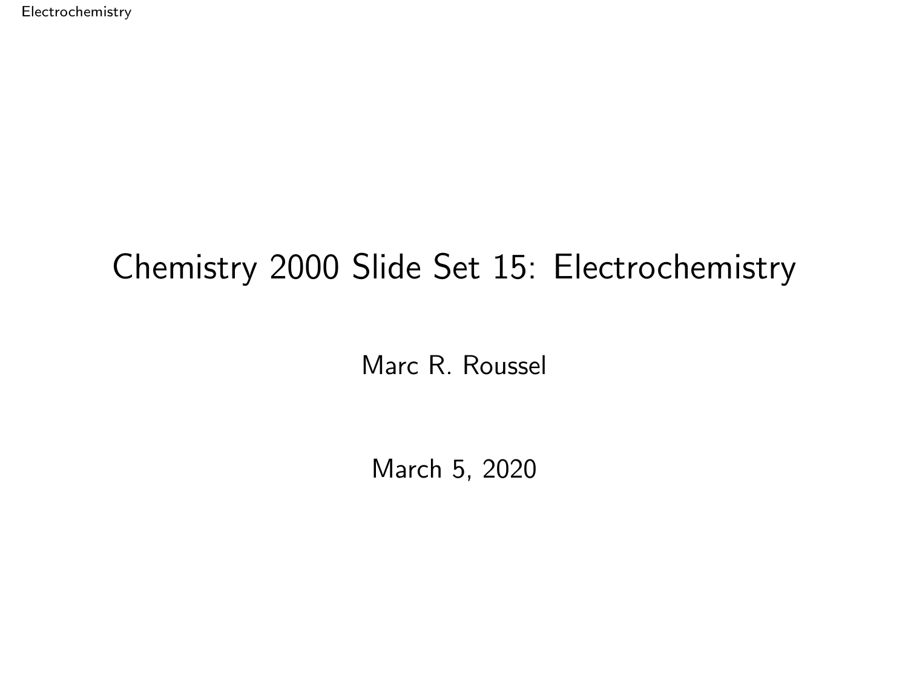# Chemistry 2000 Slide Set 15: Electrochemistry

Marc R. Roussel

March 5, 2020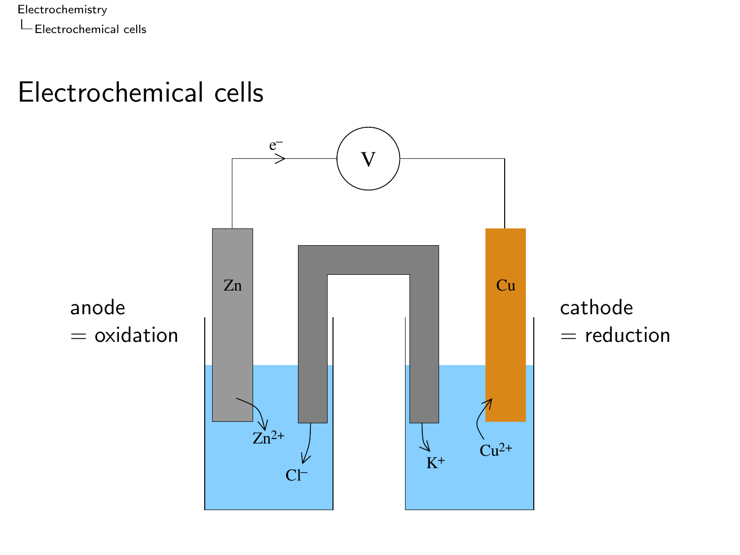# Electrochemical cells

anode
= oxidation

cathode
= reduction

Zn

Cu

V

$e^-$

$Zn^{2+}$

$Cl^-$

$K^+$

$Cu^{2+}$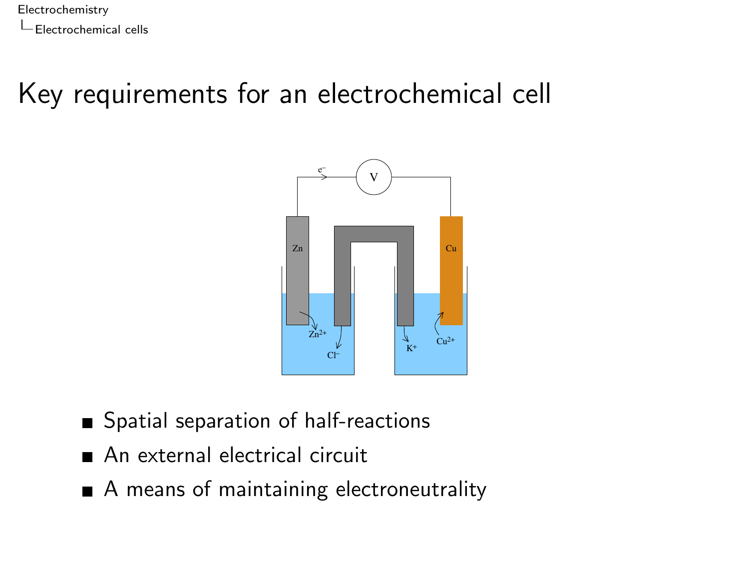# Key requirements for an electrochemical cell

- Spatial separation of half-reactions
- An external electrical circuit
- A means of maintaining electroneutrality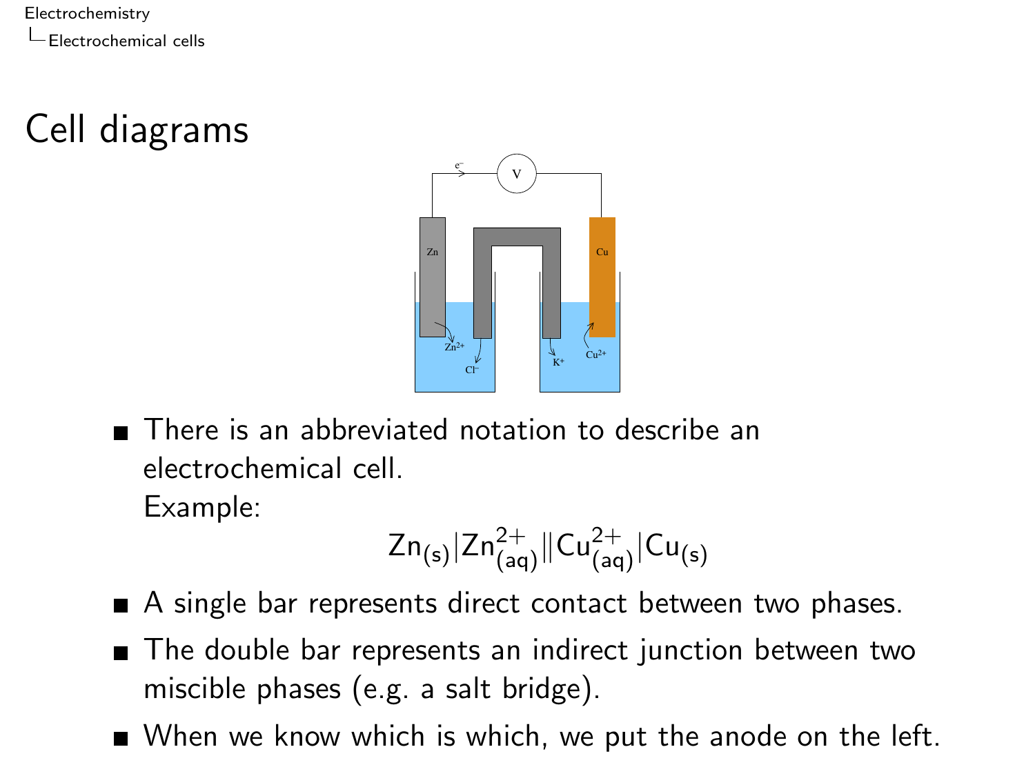# Cell diagrams

- There is an abbreviated notation to describe an electrochemical cell.
  Example:

$$Zn_{(s)}|Zn^{2+}_{(aq)}\|Cu^{2+}_{(aq)}|Cu_{(s)}$$

- A single bar represents direct contact between two phases.
- The double bar represents an indirect junction between two miscible phases (e.g. a salt bridge).
- When we know which is which, we put the anode on the left.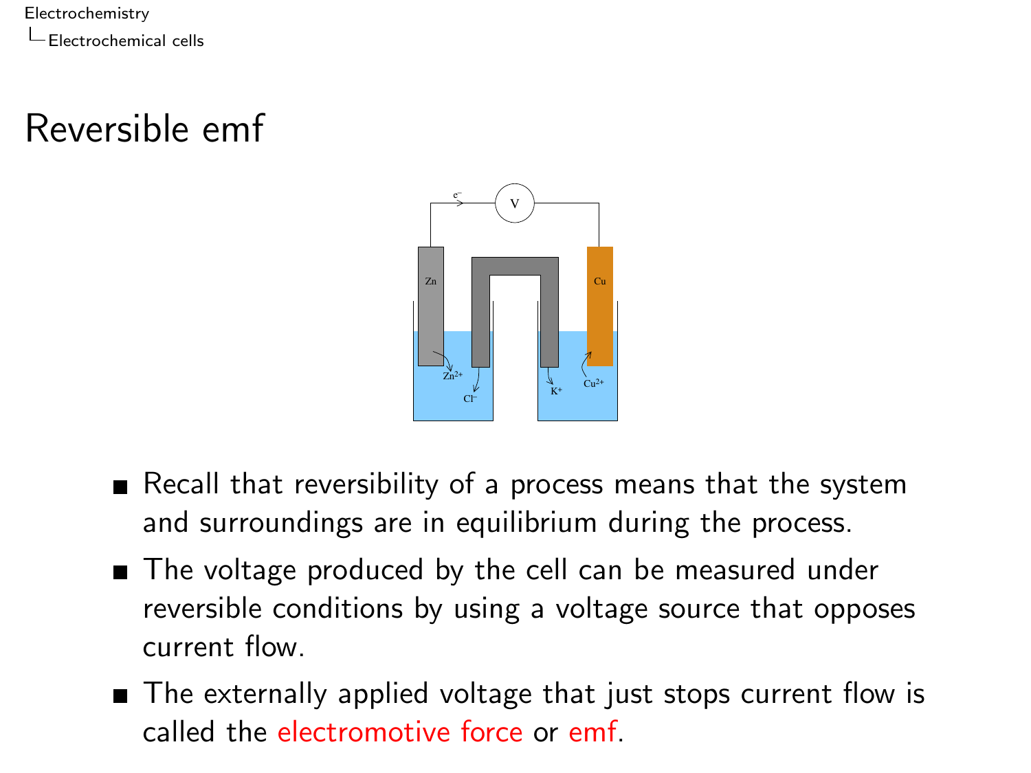# Reversible emf

- Recall that reversibility of a process means that the system and surroundings are in equilibrium during the process.
- The voltage produced by the cell can be measured under reversible conditions by using a voltage source that opposes current flow.
- The externally applied voltage that just stops current flow is called the electromotive force or emf.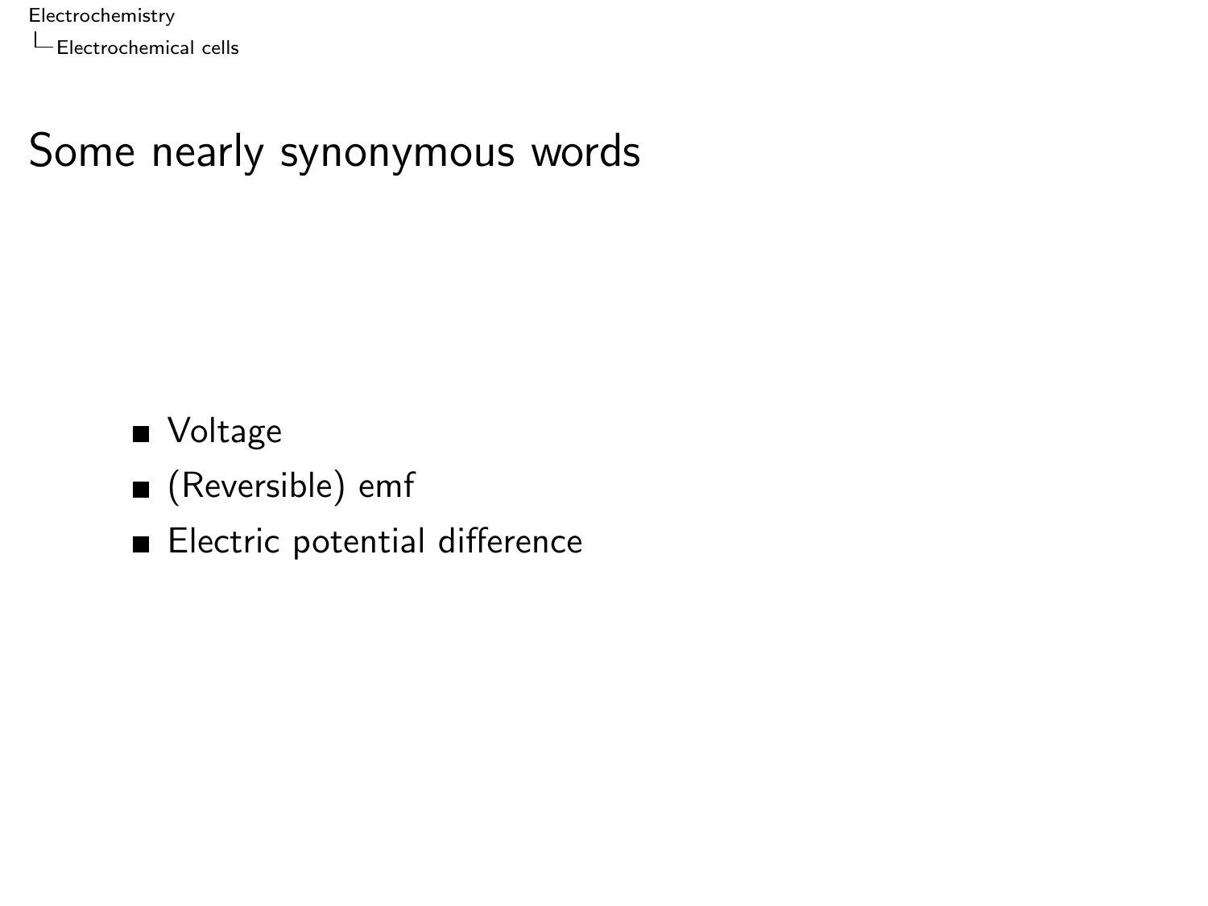# Some nearly synonymous words

- Voltage
- (Reversible) emf
- Electric potential difference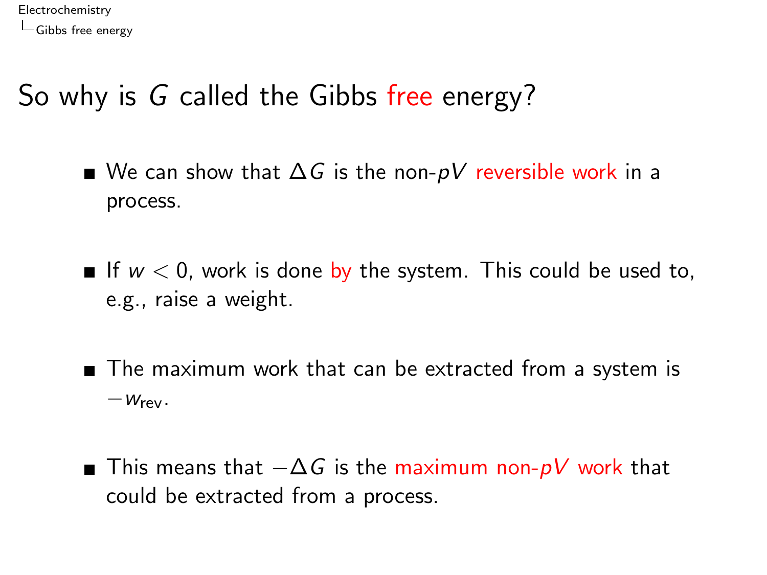# So why is $G$ called the Gibbs free energy?

- We can show that $\Delta G$ is the non-$pV$ reversible work in a process.
- If $w < 0$, work is done by the system. This could be used to, e.g., raise a weight.
- The maximum work that can be extracted from a system is $-w_{\text{rev}}$.
- This means that $-\Delta G$ is the maximum non-$pV$ work that could be extracted from a process.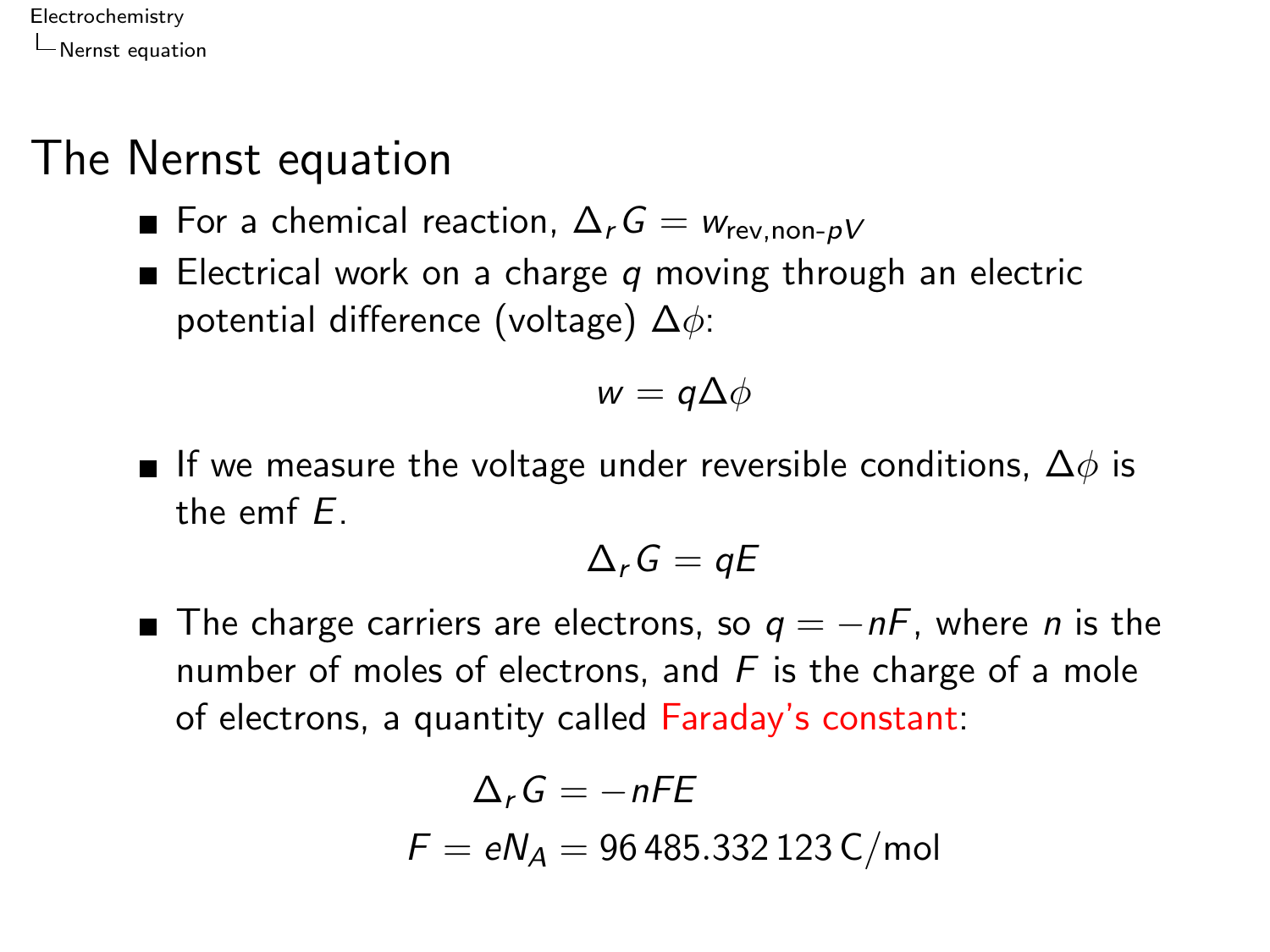# The Nernst equation

- For a chemical reaction, $\Delta_r G = w_{\text{rev,non-}pV}$
- Electrical work on a charge $q$ moving through an electric potential difference (voltage) $\Delta\phi$:

$$w = q\Delta\phi$$

- If we measure the voltage under reversible conditions, $\Delta\phi$ is the emf $E$.

$$\Delta_r G = qE$$

- The charge carriers are electrons, so $q = -nF$, where $n$ is the number of moles of electrons, and $F$ is the charge of a mole of electrons, a quantity called Faraday's constant:

$$\Delta_r G = -nFE$$
$$F = eN_A = 96\,485.332\,123\,\text{C/mol}$$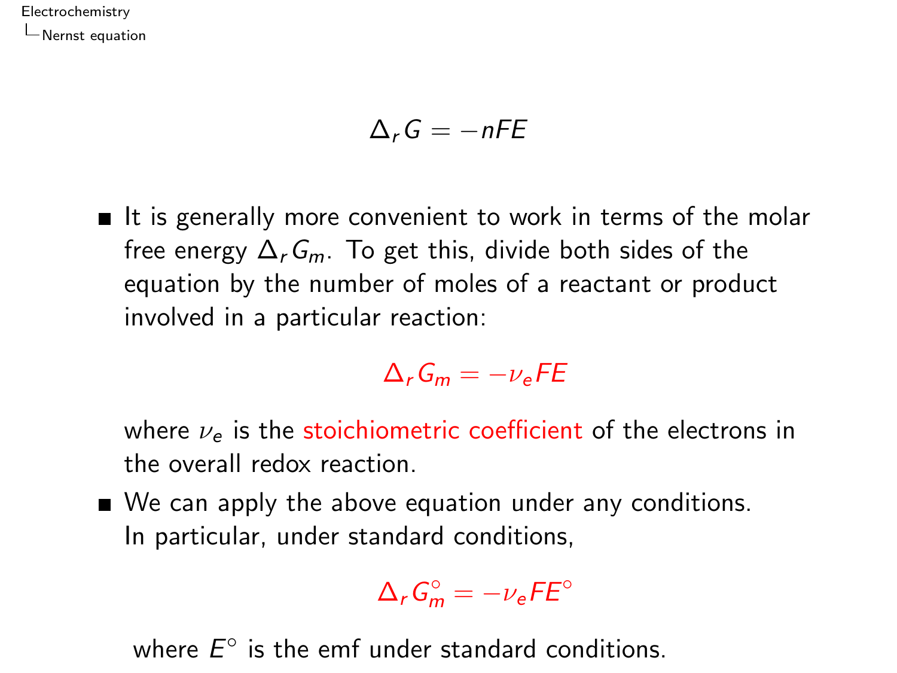$$\Delta_r G = -nFE$$

- It is generally more convenient to work in terms of the molar free energy $\Delta_r G_m$. To get this, divide both sides of the equation by the number of moles of a reactant or product involved in a particular reaction:

  $$\Delta_r G_m = -\nu_e FE$$

  where $\nu_e$ is the stoichiometric coefficient of the electrons in the overall redox reaction.

- We can apply the above equation under any conditions. In particular, under standard conditions,

  $$\Delta_r G_m^\circ = -\nu_e FE^\circ$$

  where $E^\circ$ is the emf under standard conditions.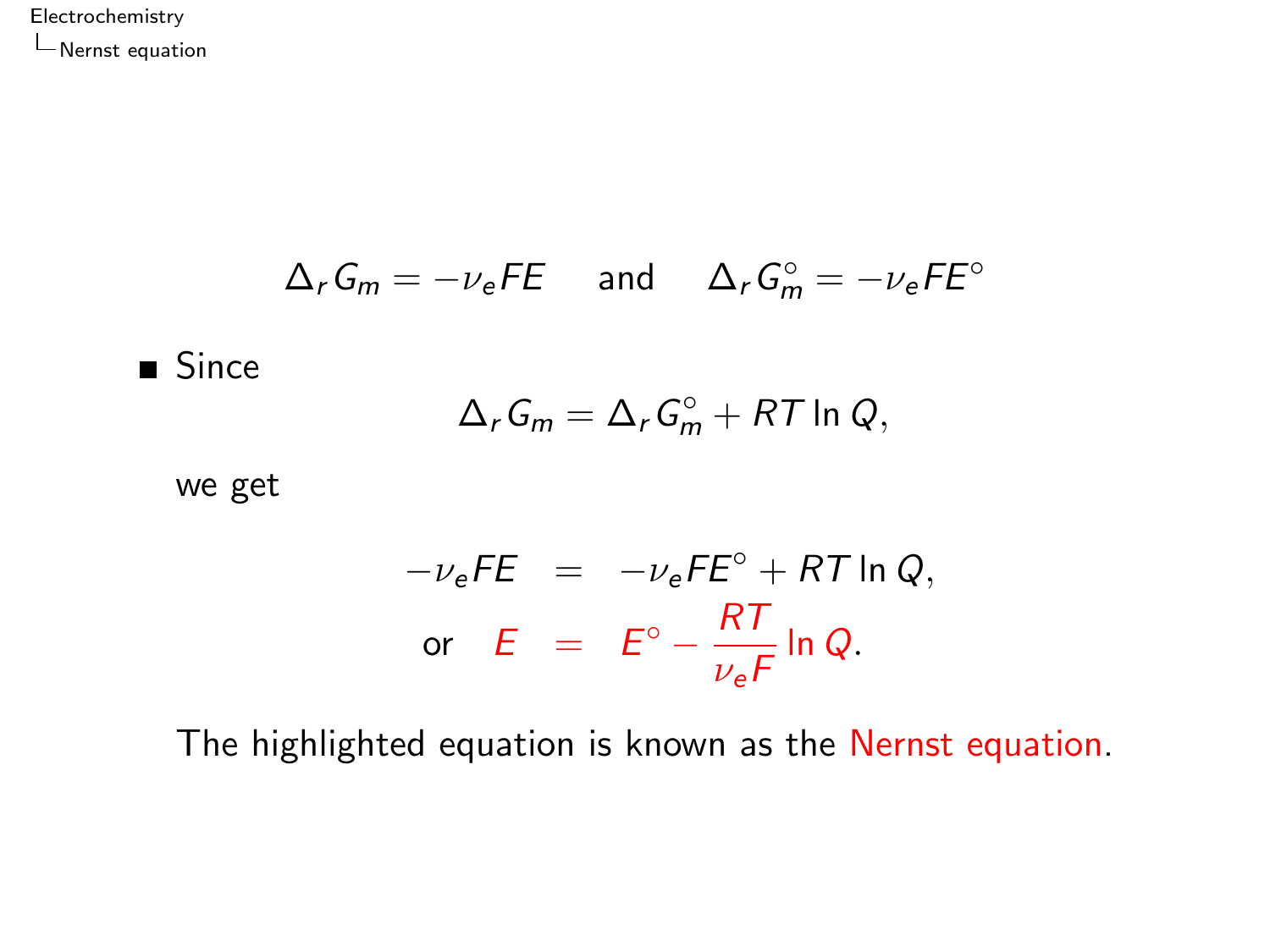$$\Delta_r G_m = -\nu_e F E \quad \text{and} \quad \Delta_r G_m^\circ = -\nu_e F E^\circ$$

- Since

  $$\Delta_r G_m = \Delta_r G_m^\circ + RT \ln Q,$$

  we get

  $$\begin{aligned} -\nu_e F E &= -\nu_e F E^\circ + RT \ln Q, \\ \text{or} \quad E &= E^\circ - \frac{RT}{\nu_e F} \ln Q. \end{aligned}$$

  The highlighted equation is known as the Nernst equation.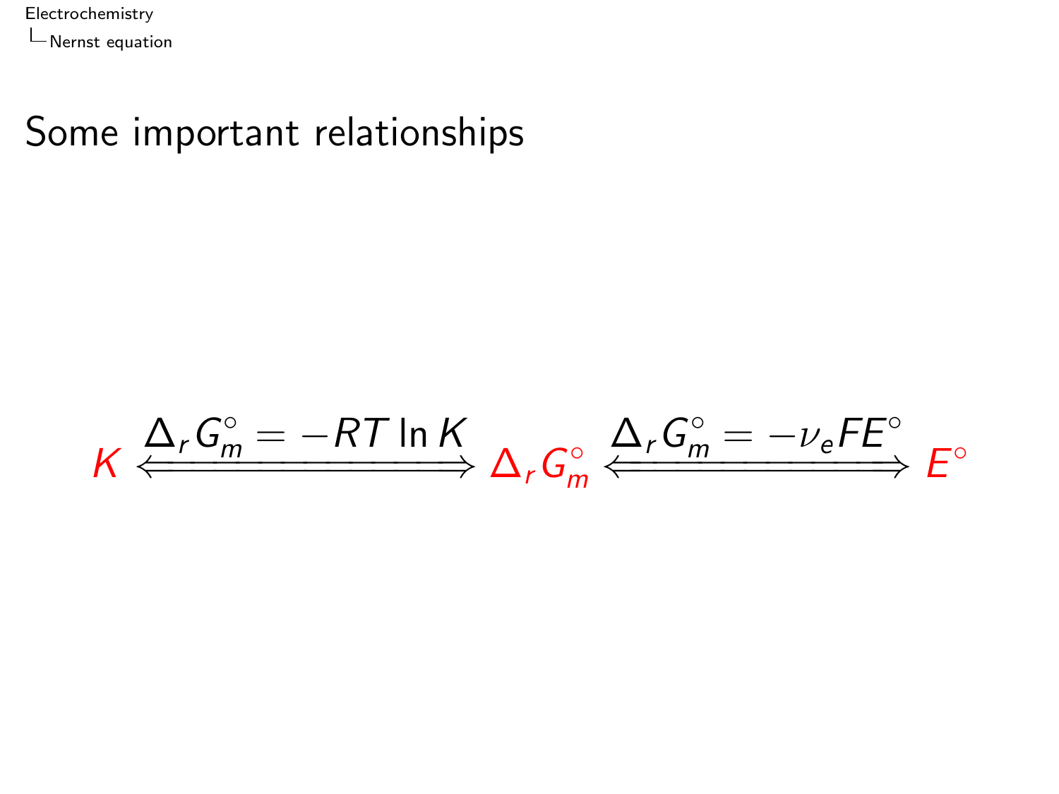# Some important relationships

$$K \xLeftrightarrow{\Delta_r G_m^\circ = -RT \ln K} \Delta_r G_m^\circ \xLeftrightarrow{\Delta_r G_m^\circ = -\nu_e F E^\circ} E^\circ$$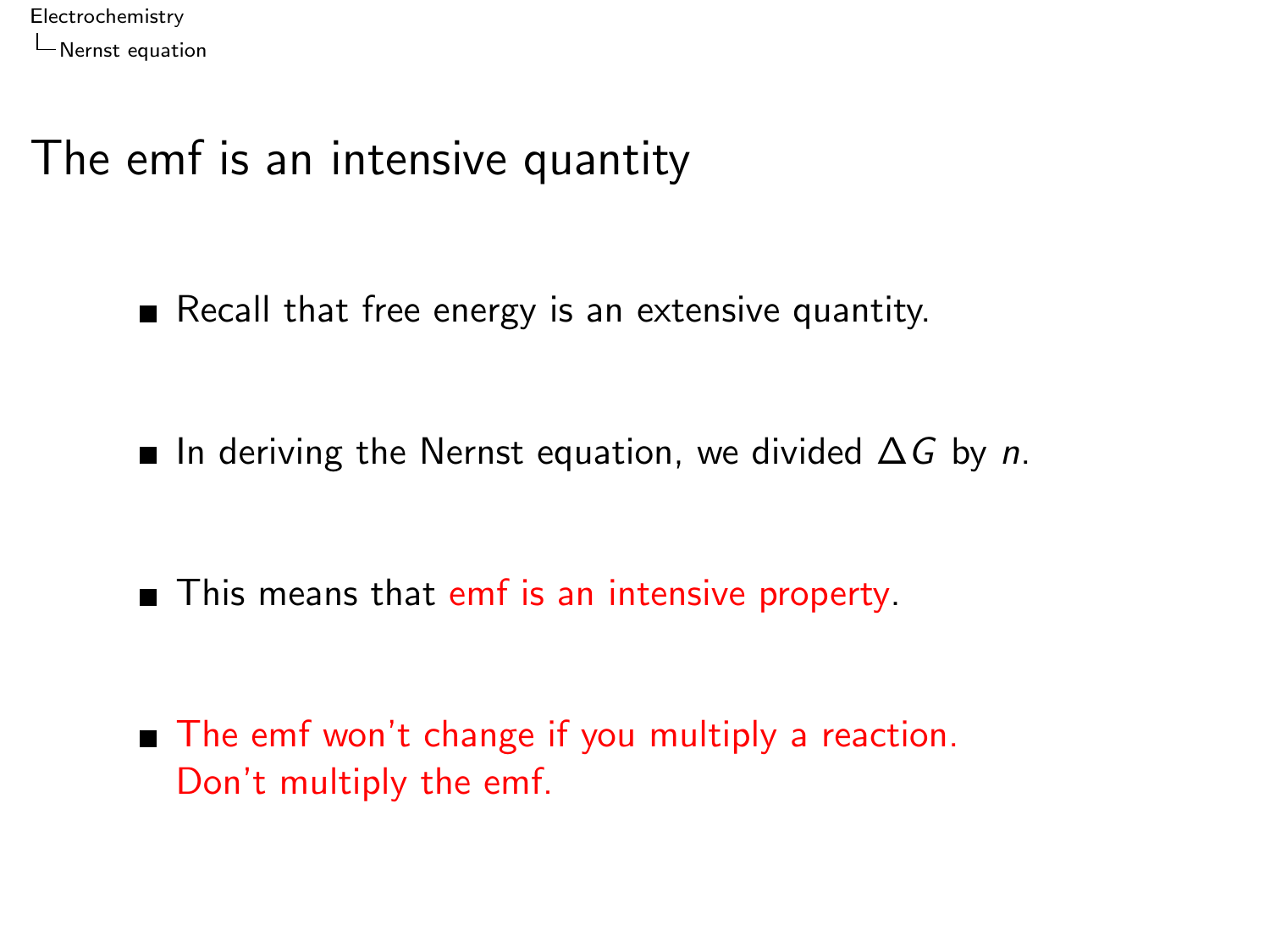# The emf is an intensive quantity

- Recall that free energy is an extensive quantity.
- In deriving the Nernst equation, we divided $\Delta G$ by $n$.
- This means that emf is an intensive property.
- The emf won't change if you multiply a reaction. Don't multiply the emf.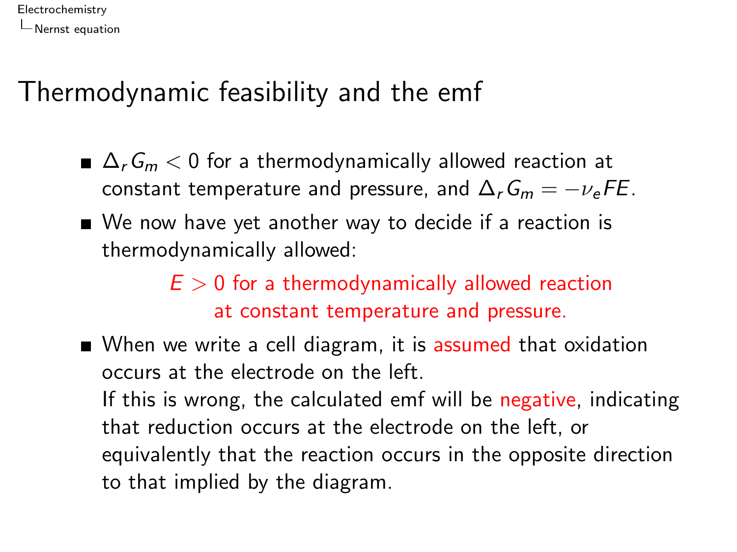# Thermodynamic feasibility and the emf

- $\Delta_r G_m < 0$ for a thermodynamically allowed reaction at constant temperature and pressure, and $\Delta_r G_m = -\nu_e F E$.
- We now have yet another way to decide if a reaction is thermodynamically allowed:

  $E > 0$ for a thermodynamically allowed reaction at constant temperature and pressure.

- When we write a cell diagram, it is assumed that oxidation occurs at the electrode on the left.
  If this is wrong, the calculated emf will be negative, indicating that reduction occurs at the electrode on the left, or equivalently that the reaction occurs in the opposite direction to that implied by the diagram.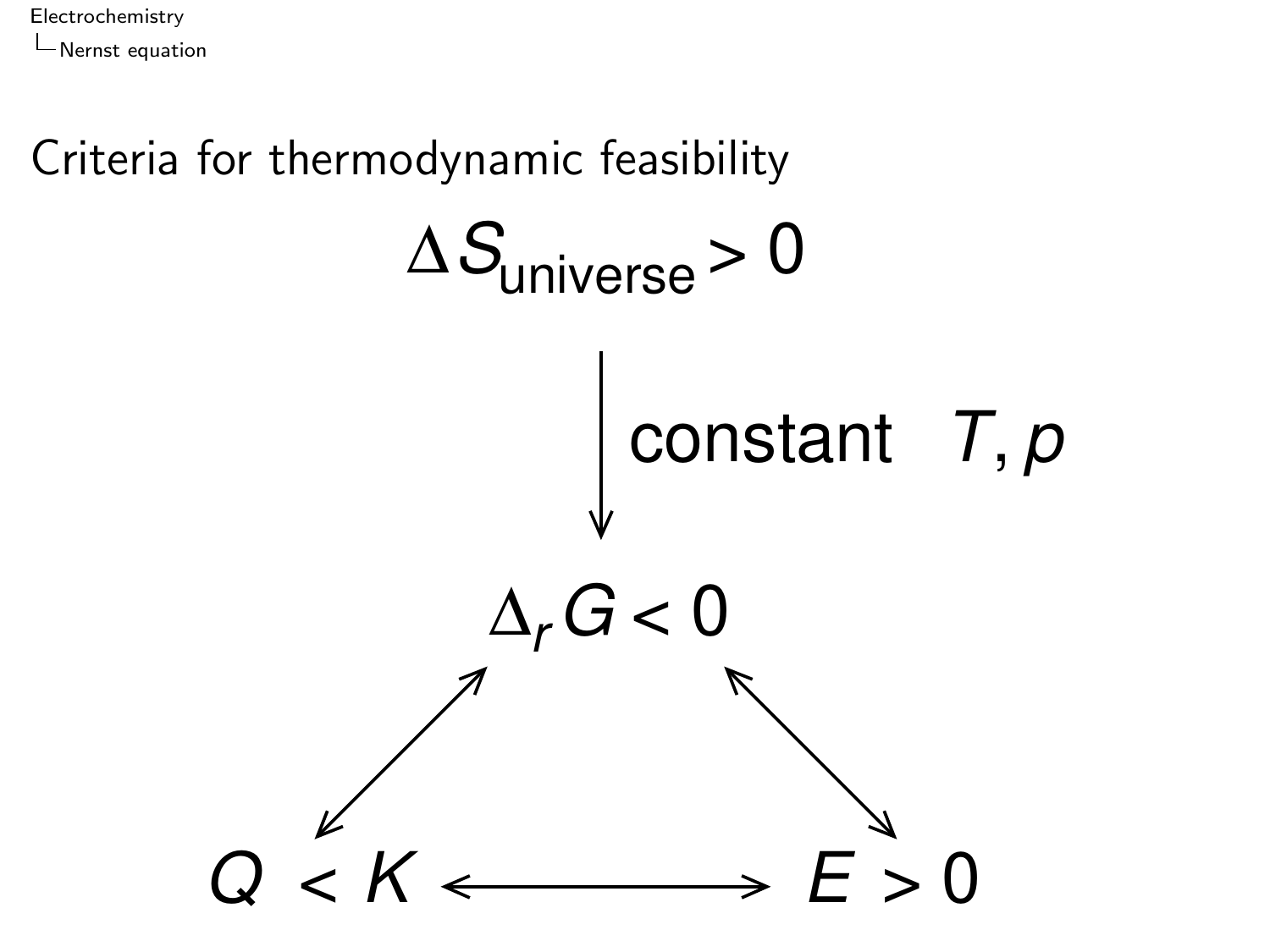## Criteria for thermodynamic feasibility

$$\Delta S_{\text{universe}} > 0$$

$\downarrow$ constant $T, p$

$$\Delta_r G < 0$$

$$Q < K \longleftrightarrow E > 0$$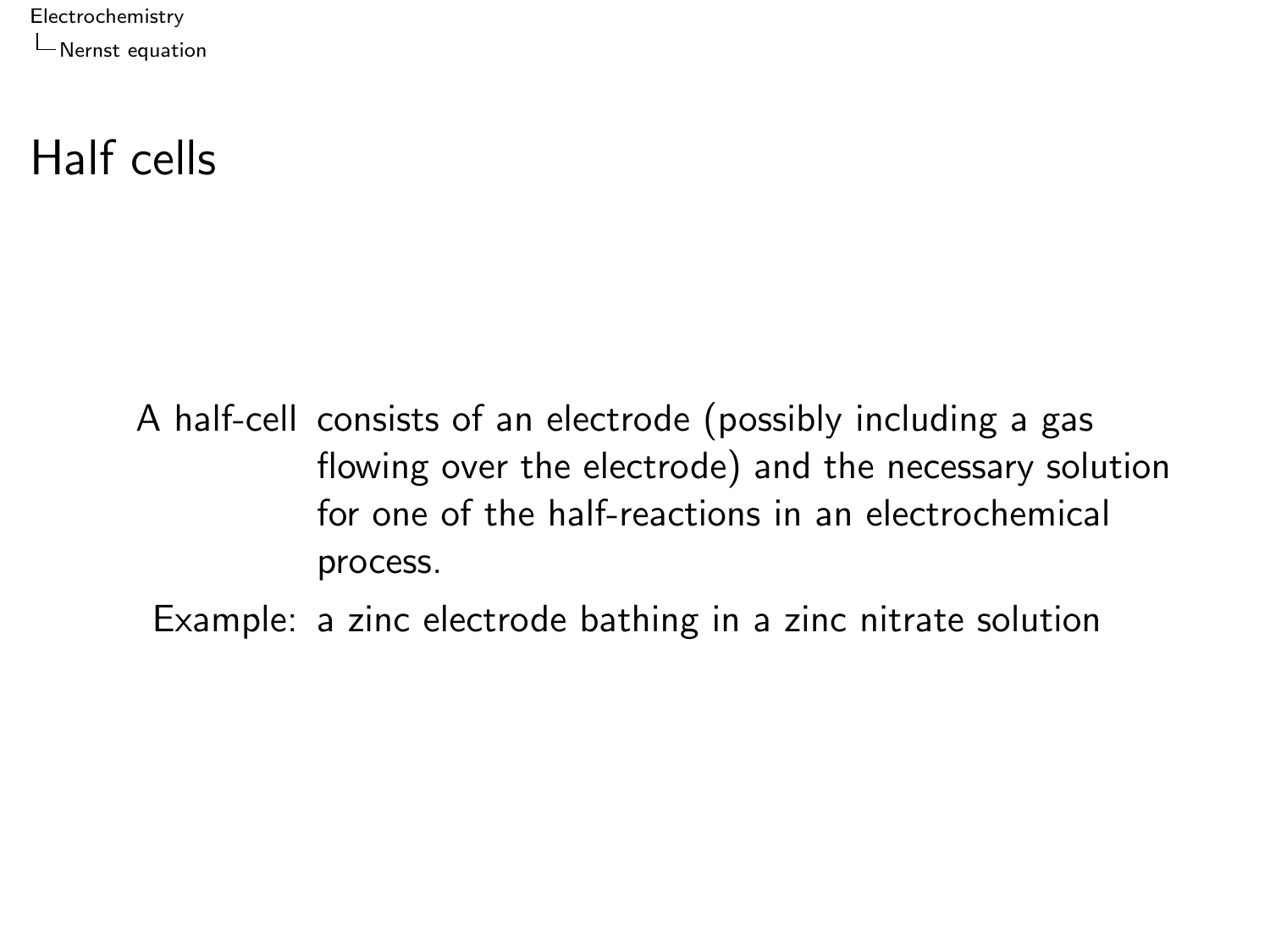# Half cells

A half-cell consists of an electrode (possibly including a gas flowing over the electrode) and the necessary solution for one of the half-reactions in an electrochemical process.

Example: a zinc electrode bathing in a zinc nitrate solution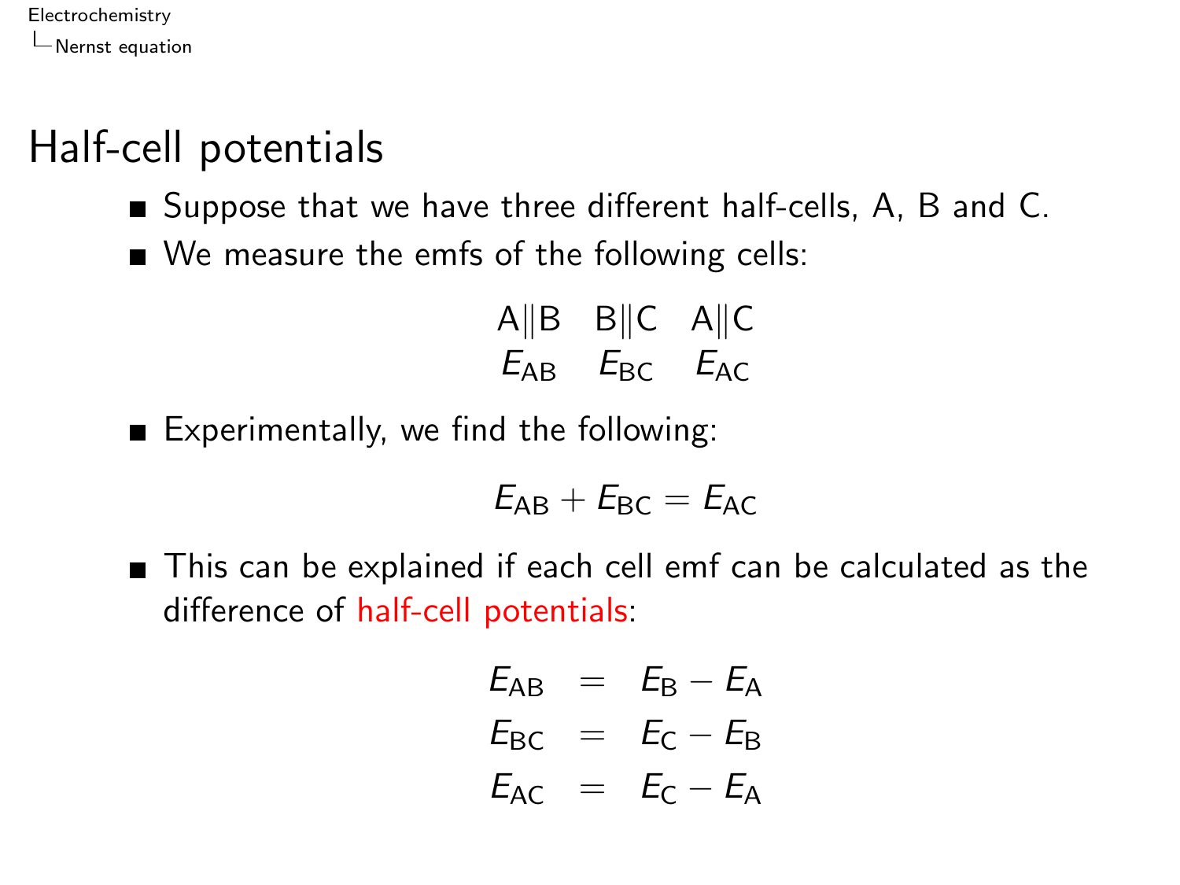# Half-cell potentials

- Suppose that we have three different half-cells, A, B and C.
- We measure the emfs of the following cells:

$$\begin{array}{ccc} \text{A}\|\text{B} & \text{B}\|\text{C} & \text{A}\|\text{C} \\ E_{\text{AB}} & E_{\text{BC}} & E_{\text{AC}} \end{array}$$

- Experimentally, we find the following:

$$E_{\text{AB}} + E_{\text{BC}} = E_{\text{AC}}$$

- This can be explained if each cell emf can be calculated as the difference of half-cell potentials:

$$\begin{aligned} E_{\text{AB}} &= E_{\text{B}} - E_{\text{A}} \\ E_{\text{BC}} &= E_{\text{C}} - E_{\text{B}} \\ E_{\text{AC}} &= E_{\text{C}} - E_{\text{A}} \end{aligned}$$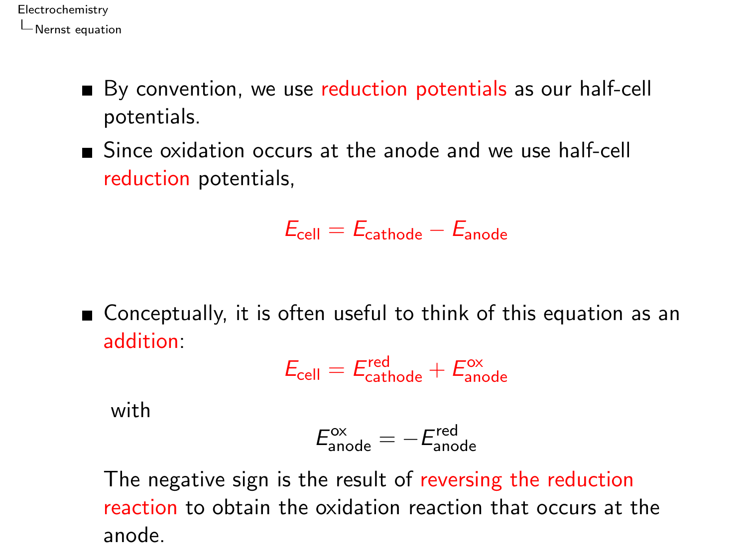- By convention, we use reduction potentials as our half-cell potentials.
- Since oxidation occurs at the anode and we use half-cell reduction potentials,

$$E_{\text{cell}} = E_{\text{cathode}} - E_{\text{anode}}$$

- Conceptually, it is often useful to think of this equation as an addition:

$$E_{\text{cell}} = E^{\text{red}}_{\text{cathode}} + E^{\text{ox}}_{\text{anode}}$$

  with

$$E^{\text{ox}}_{\text{anode}} = -E^{\text{red}}_{\text{anode}}$$

  The negative sign is the result of reversing the reduction reaction to obtain the oxidation reaction that occurs at the anode.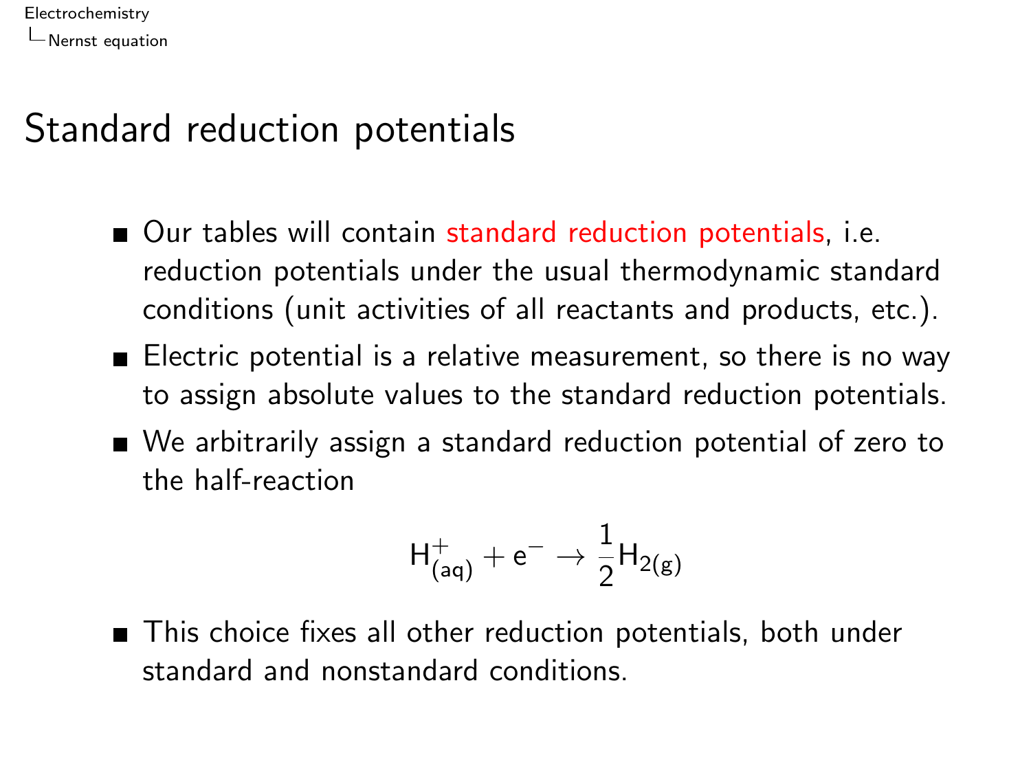# Standard reduction potentials

- Our tables will contain standard reduction potentials, i.e. reduction potentials under the usual thermodynamic standard conditions (unit activities of all reactants and products, etc.).
- Electric potential is a relative measurement, so there is no way to assign absolute values to the standard reduction potentials.
- We arbitrarily assign a standard reduction potential of zero to the half-reaction

$$H^+_{(aq)} + e^- \rightarrow \frac{1}{2}H_{2(g)}$$

- This choice fixes all other reduction potentials, both under standard and nonstandard conditions.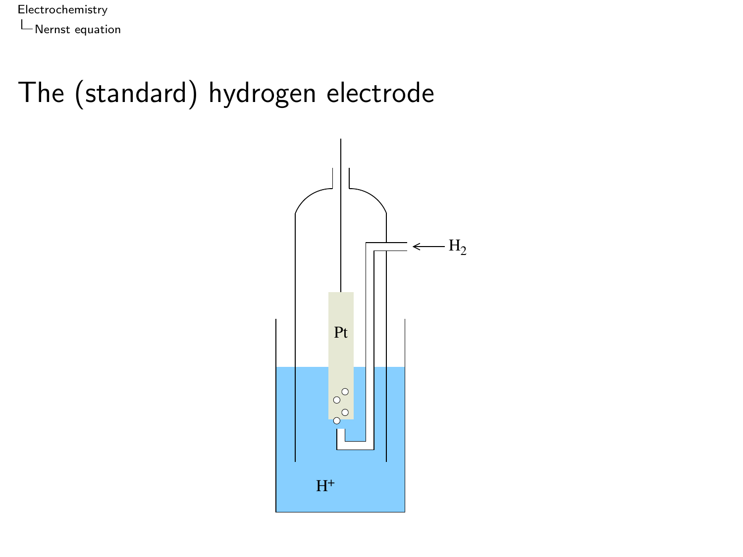# The (standard) hydrogen electrode

Pt

$H_2$

$H^+$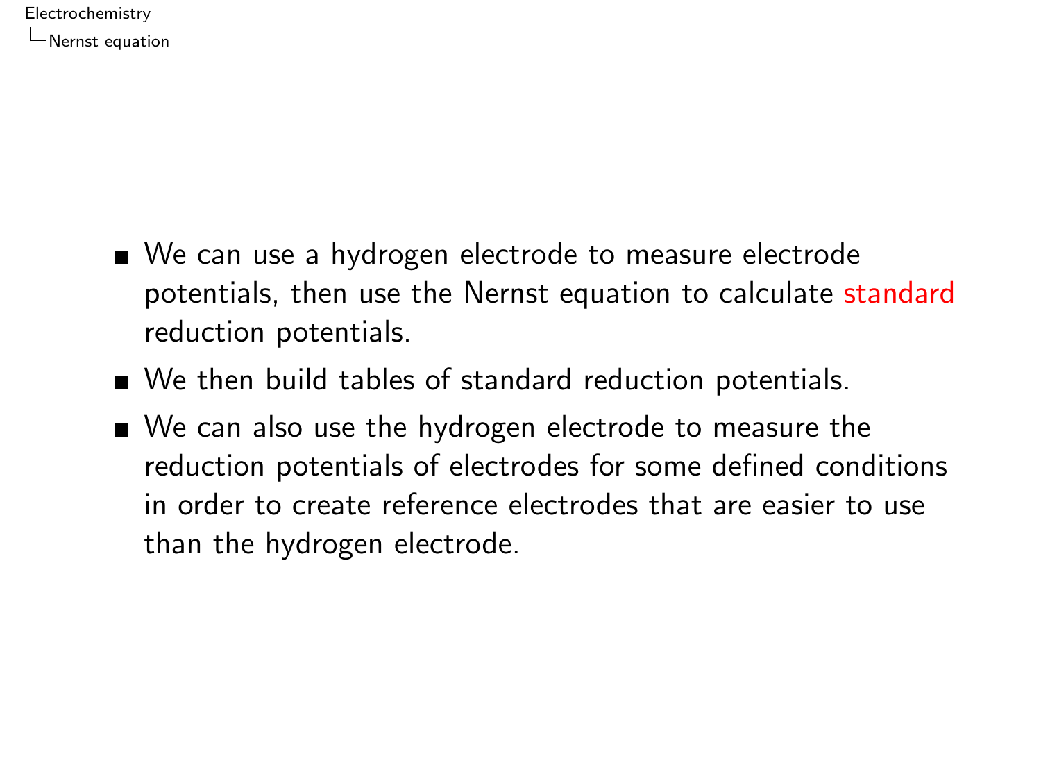- We can use a hydrogen electrode to measure electrode potentials, then use the Nernst equation to calculate standard reduction potentials.
- We then build tables of standard reduction potentials.
- We can also use the hydrogen electrode to measure the reduction potentials of electrodes for some defined conditions in order to create reference electrodes that are easier to use than the hydrogen electrode.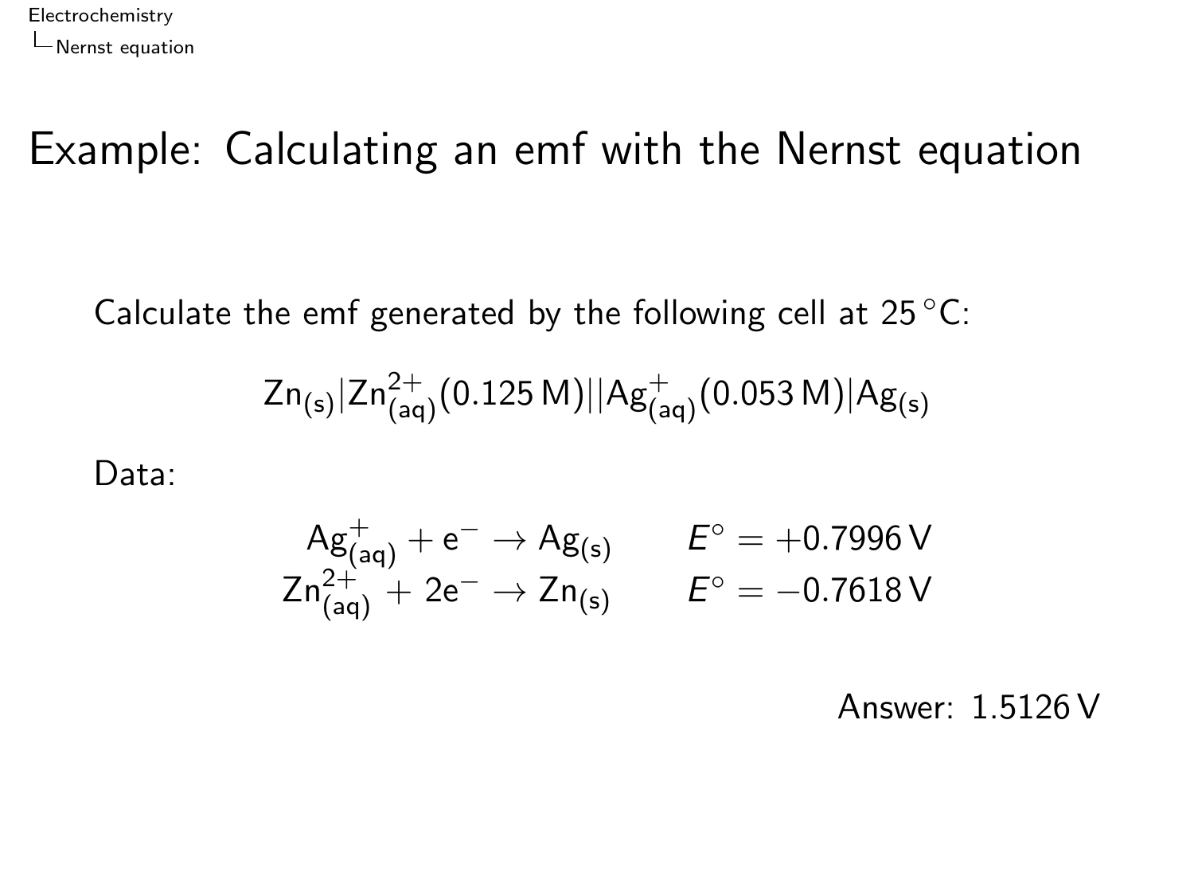# Example: Calculating an emf with the Nernst equation

Calculate the emf generated by the following cell at 25 °C:

$$\mathrm{Zn_{(s)}|Zn^{2+}_{(aq)}(0.125\,M)||Ag^{+}_{(aq)}(0.053\,M)|Ag_{(s)}}$$

Data:

$$\begin{aligned} \mathrm{Ag^{+}_{(aq)} + e^{-} \rightarrow Ag_{(s)}} \qquad & E^{\circ} = +0.7996\,\mathrm{V} \\ \mathrm{Zn^{2+}_{(aq)} + 2e^{-} \rightarrow Zn_{(s)}} \qquad & E^{\circ} = -0.7618\,\mathrm{V} \end{aligned}$$

Answer: 1.5126 V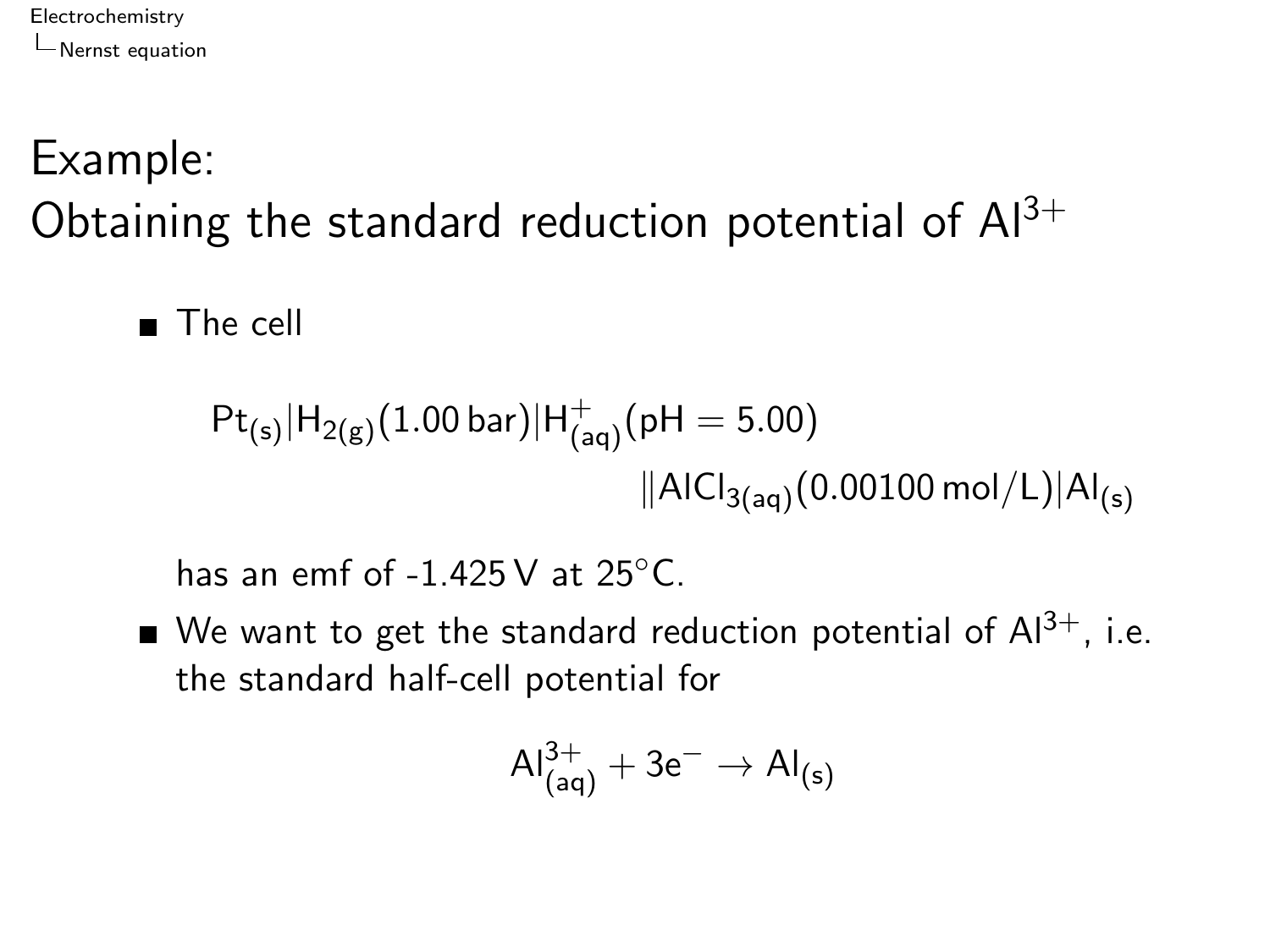# Example:
# Obtaining the standard reduction potential of $Al^{3+}$

- The cell

$$\mathrm{Pt_{(s)}|H_{2(g)}(1.00\,bar)|H^{+}_{(aq)}(pH = 5.00)}$$
$$\mathrm{||AlCl_{3(aq)}(0.00100\,mol/L)|Al_{(s)}}$$

  has an emf of -1.425 V at 25°C.

- We want to get the standard reduction potential of $Al^{3+}$, i.e. the standard half-cell potential for

$$\mathrm{Al^{3+}_{(aq)} + 3e^{-} \rightarrow Al_{(s)}}$$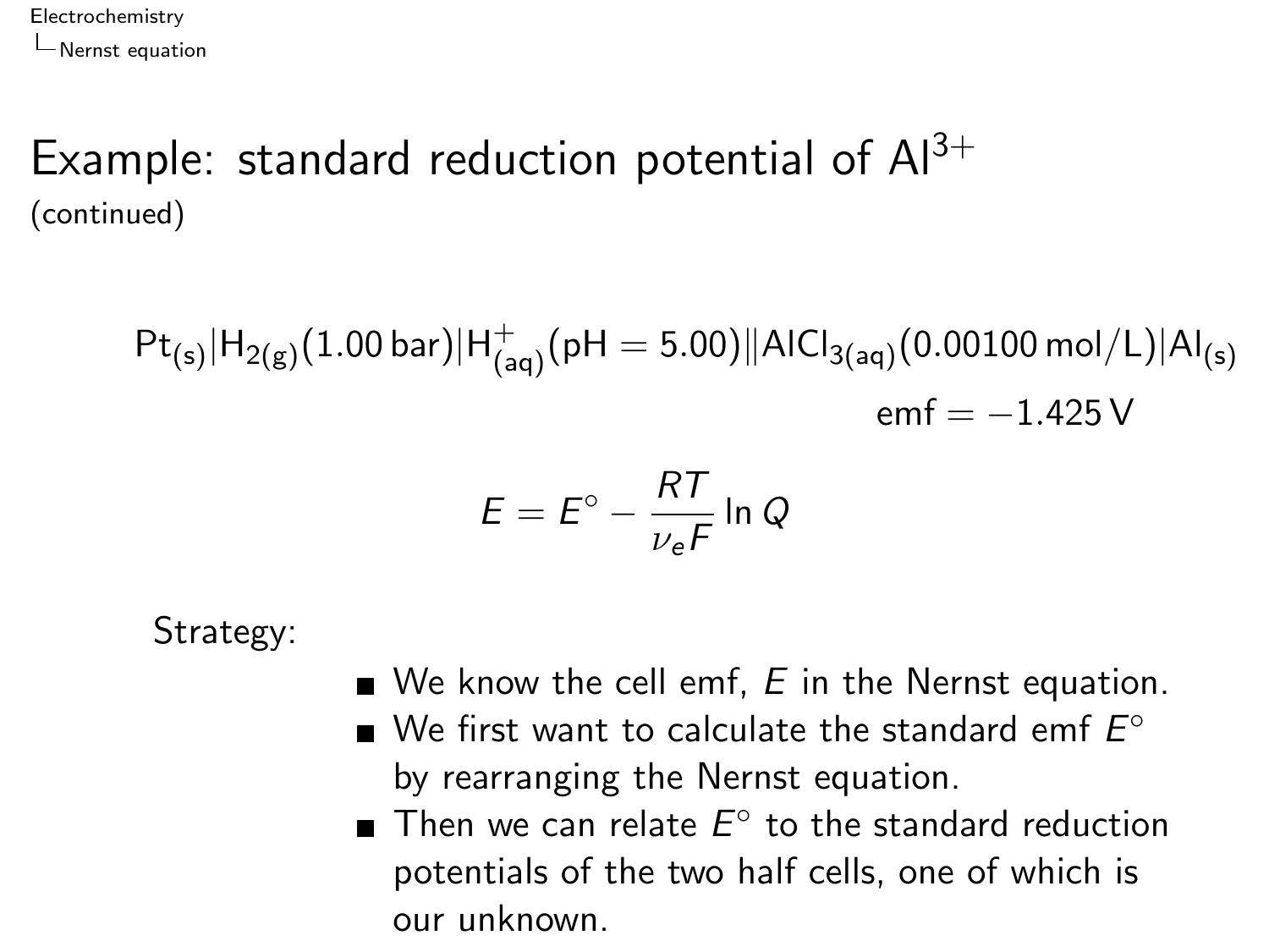# Example: standard reduction potential of $Al^{3+}$

(continued)

$$\mathrm{Pt_{(s)}|H_{2(g)}(1.00\,bar)|H^+_{(aq)}(pH = 5.00)\|AlCl_{3(aq)}(0.00100\,mol/L)|Al_{(s)}}$$

$$\text{emf} = -1.425\,\mathrm{V}$$

$$E = E^\circ - \frac{RT}{\nu_e F} \ln Q$$

Strategy:

- We know the cell emf, $E$ in the Nernst equation.
- We first want to calculate the standard emf $E^\circ$ by rearranging the Nernst equation.
- Then we can relate $E^\circ$ to the standard reduction potentials of the two half cells, one of which is our unknown.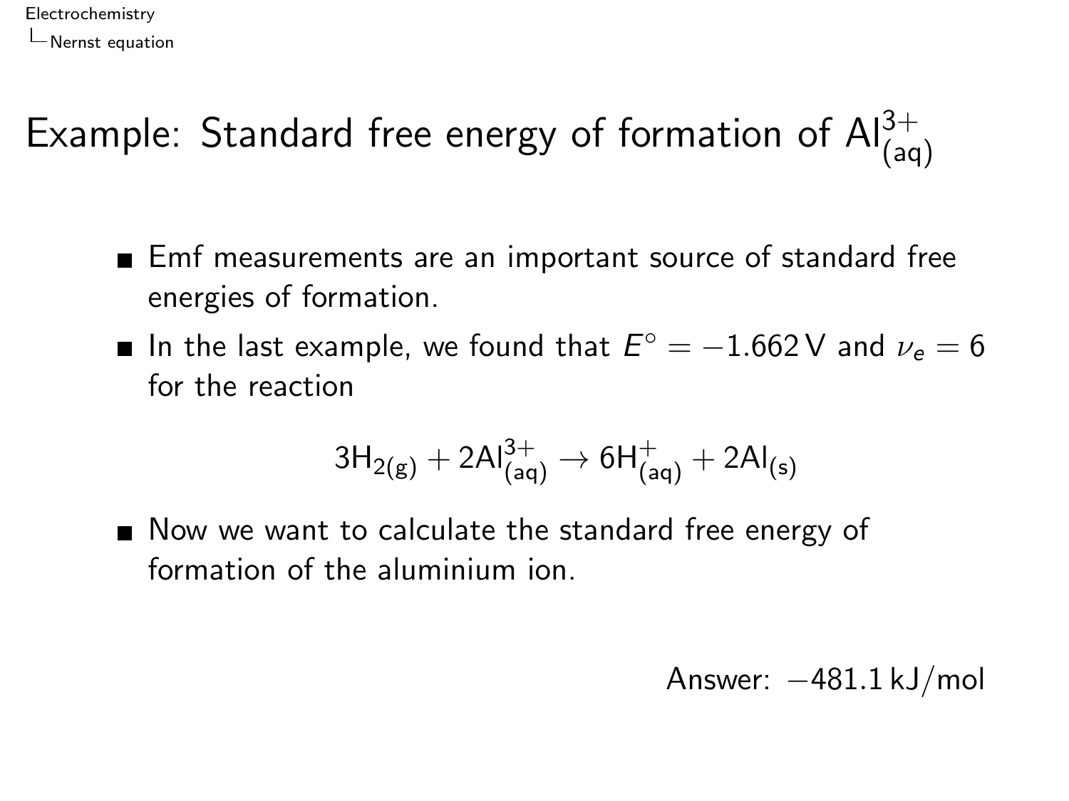# Example: Standard free energy of formation of $Al^{3+}_{(aq)}$

- Emf measurements are an important source of standard free energies of formation.
- In the last example, we found that $E^\circ = -1.662\,\text{V}$ and $\nu_e = 6$ for the reaction

$$3H_{2(g)} + 2Al^{3+}_{(aq)} \rightarrow 6H^{+}_{(aq)} + 2Al_{(s)}$$

- Now we want to calculate the standard free energy of formation of the aluminium ion.

Answer: $-481.1\,\text{kJ/mol}$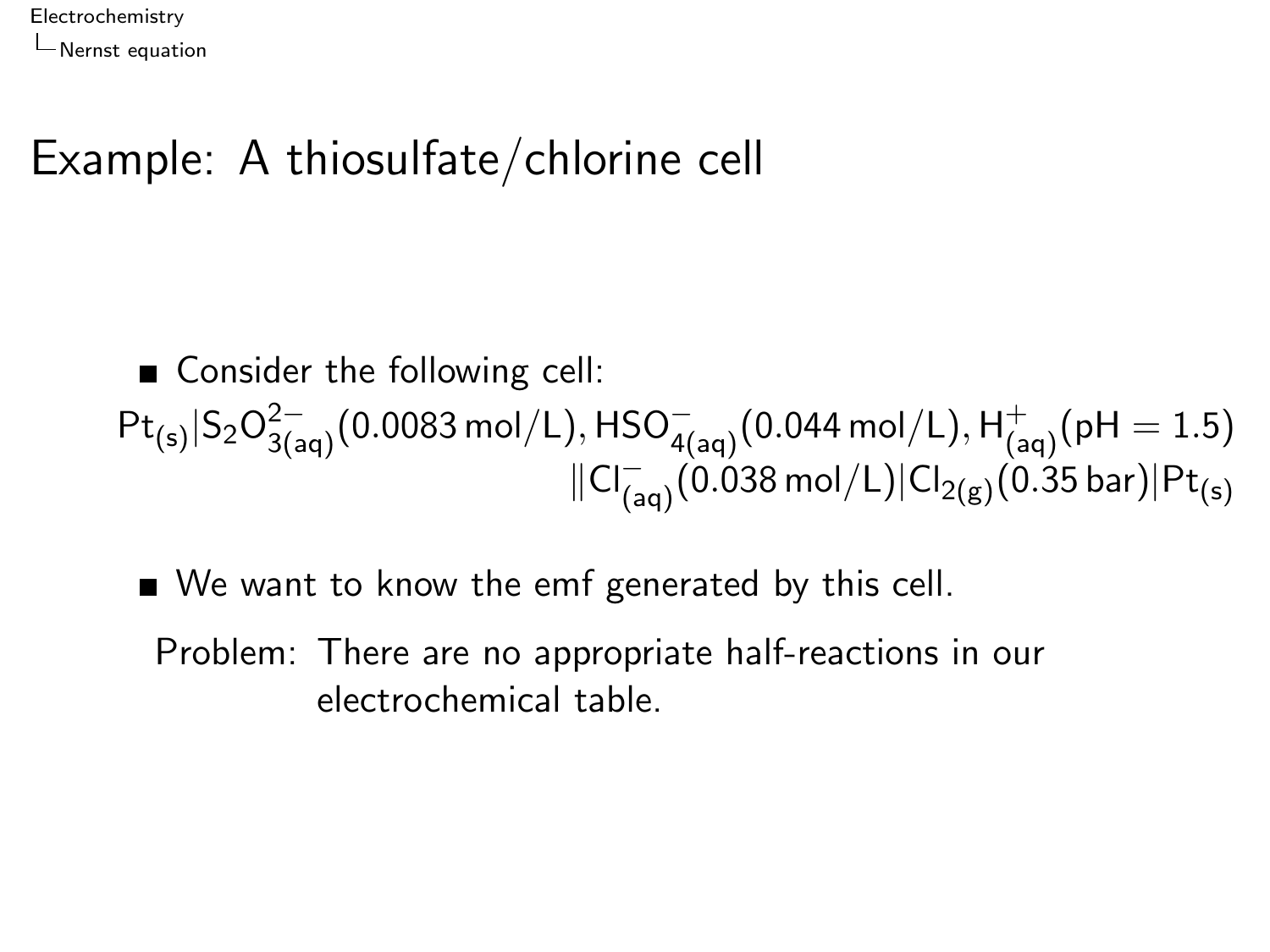# Example: A thiosulfate/chlorine cell

- Consider the following cell:

$$Pt_{(s)}|S_2O^{2-}_{3(aq)}(0.0083\,\text{mol/L}), HSO^{-}_{4(aq)}(0.044\,\text{mol/L}), H^{+}_{(aq)}(\text{pH} = 1.5)$$
$$\|Cl^{-}_{(aq)}(0.038\,\text{mol/L})|Cl_{2(g)}(0.35\,\text{bar})|Pt_{(s)}$$

- We want to know the emf generated by this cell.

Problem: There are no appropriate half-reactions in our electrochemical table.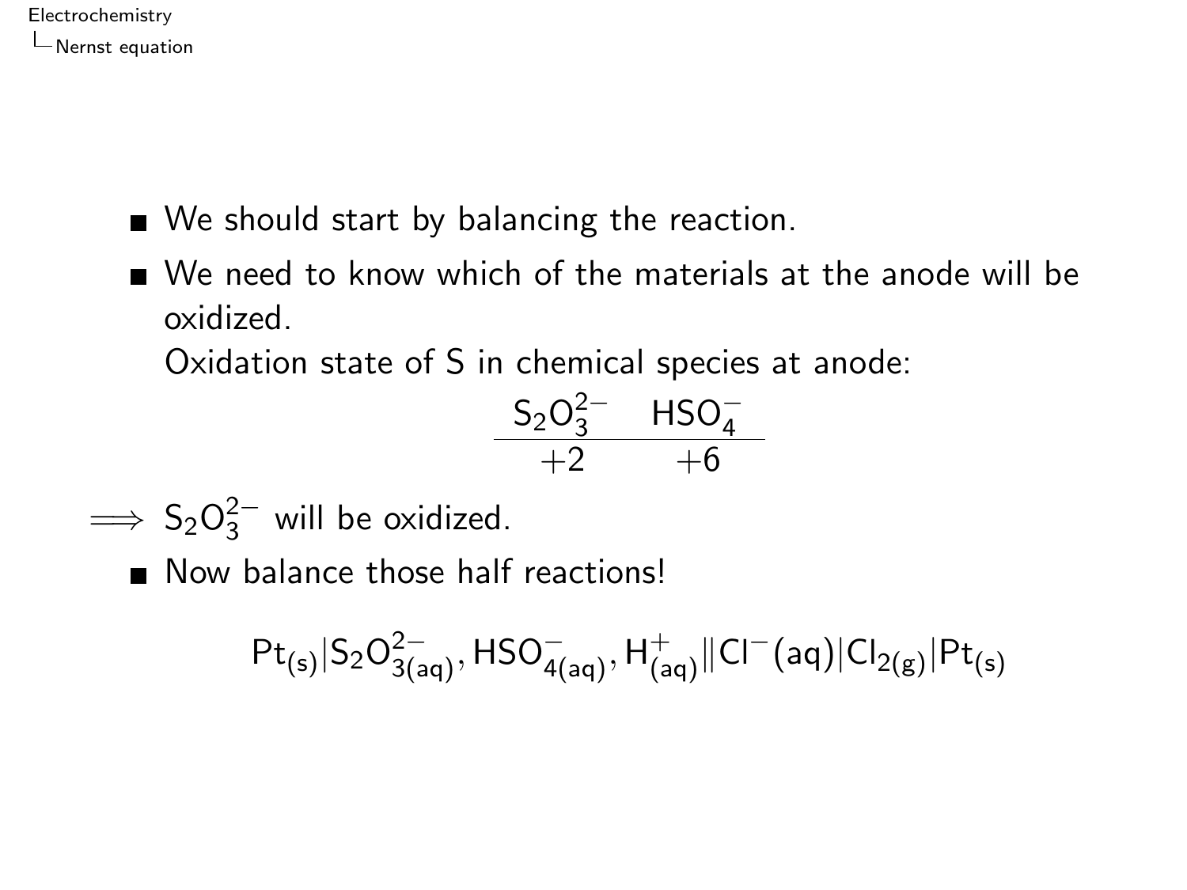- We should start by balancing the reaction.
- We need to know which of the materials at the anode will be oxidized.

  Oxidation state of S in chemical species at anode:

| $S_2O_3^{2-}$ | $HSO_4^-$ |
| --- | --- |
| $+2$ | $+6$ |

$\implies$ $S_2O_3^{2-}$ will be oxidized.

- Now balance those half reactions!

$$Pt_{(s)}|S_2O^{2-}_{3(aq)}, HSO^{-}_{4(aq)}, H^{+}_{(aq)}\|Cl^{-}(aq)|Cl_{2(g)}|Pt_{(s)}$$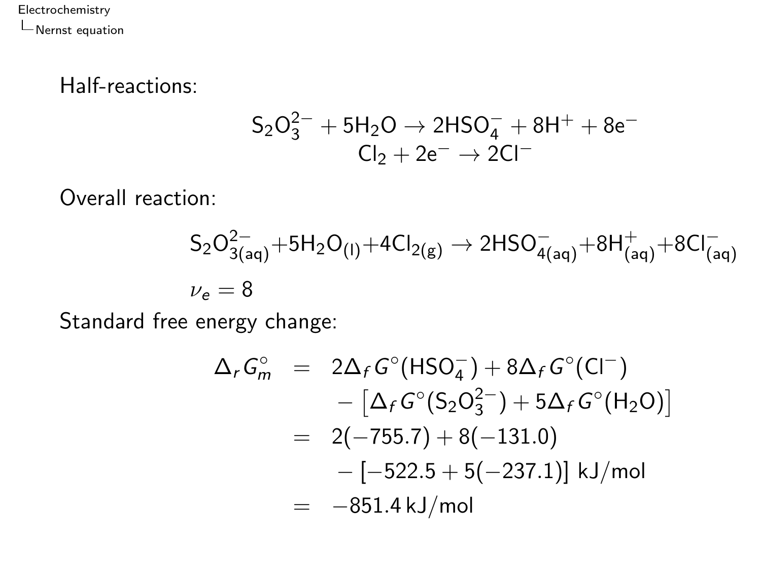Half-reactions:

$$S_2O_3^{2-} + 5H_2O \rightarrow 2HSO_4^- + 8H^+ + 8e^-$$
$$Cl_2 + 2e^- \rightarrow 2Cl^-$$

Overall reaction:

$$S_2O_{3(aq)}^{2-} + 5H_2O_{(l)} + 4Cl_{2(g)} \rightarrow 2HSO_{4(aq)}^- + 8H_{(aq)}^+ + 8Cl_{(aq)}^-$$

$$\nu_e = 8$$

Standard free energy change:

$$\begin{aligned}
\Delta_r G_m^\circ &= 2\Delta_f G^\circ(HSO_4^-) + 8\Delta_f G^\circ(Cl^-) \\
&\quad - \left[\Delta_f G^\circ(S_2O_3^{2-}) + 5\Delta_f G^\circ(H_2O)\right] \\
&= 2(-755.7) + 8(-131.0) \\
&\quad - [-522.5 + 5(-237.1)] \text{ kJ/mol} \\
&= -851.4 \text{ kJ/mol}
\end{aligned}$$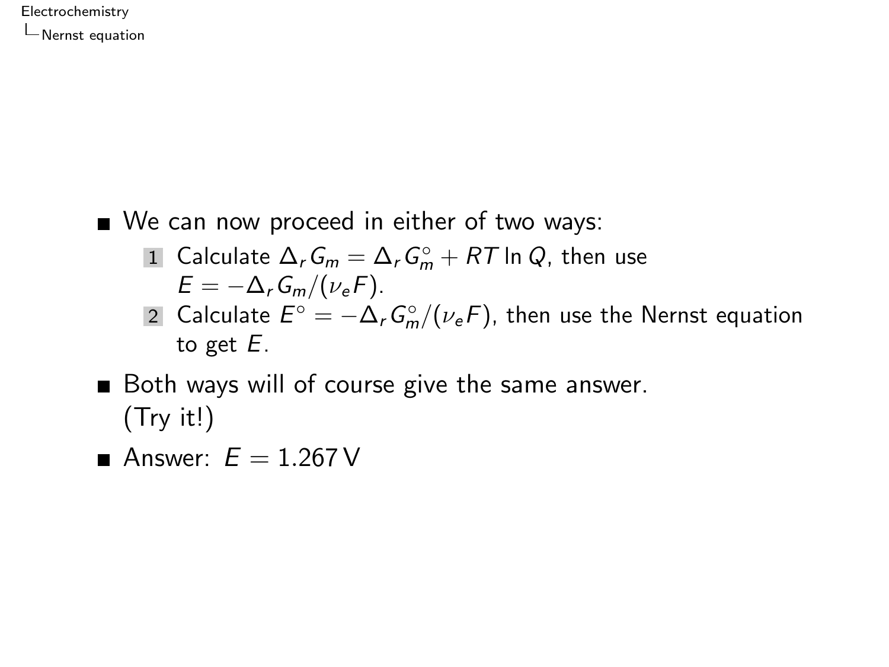- We can now proceed in either of two ways:
  1. Calculate $\Delta_r G_m = \Delta_r G_m^\circ + RT \ln Q$, then use $E = -\Delta_r G_m/(\nu_e F)$.
  2. Calculate $E^\circ = -\Delta_r G_m^\circ/(\nu_e F)$, then use the Nernst equation to get $E$.
- Both ways will of course give the same answer. (Try it!)
- Answer: $E = 1.267\,\mathrm{V}$